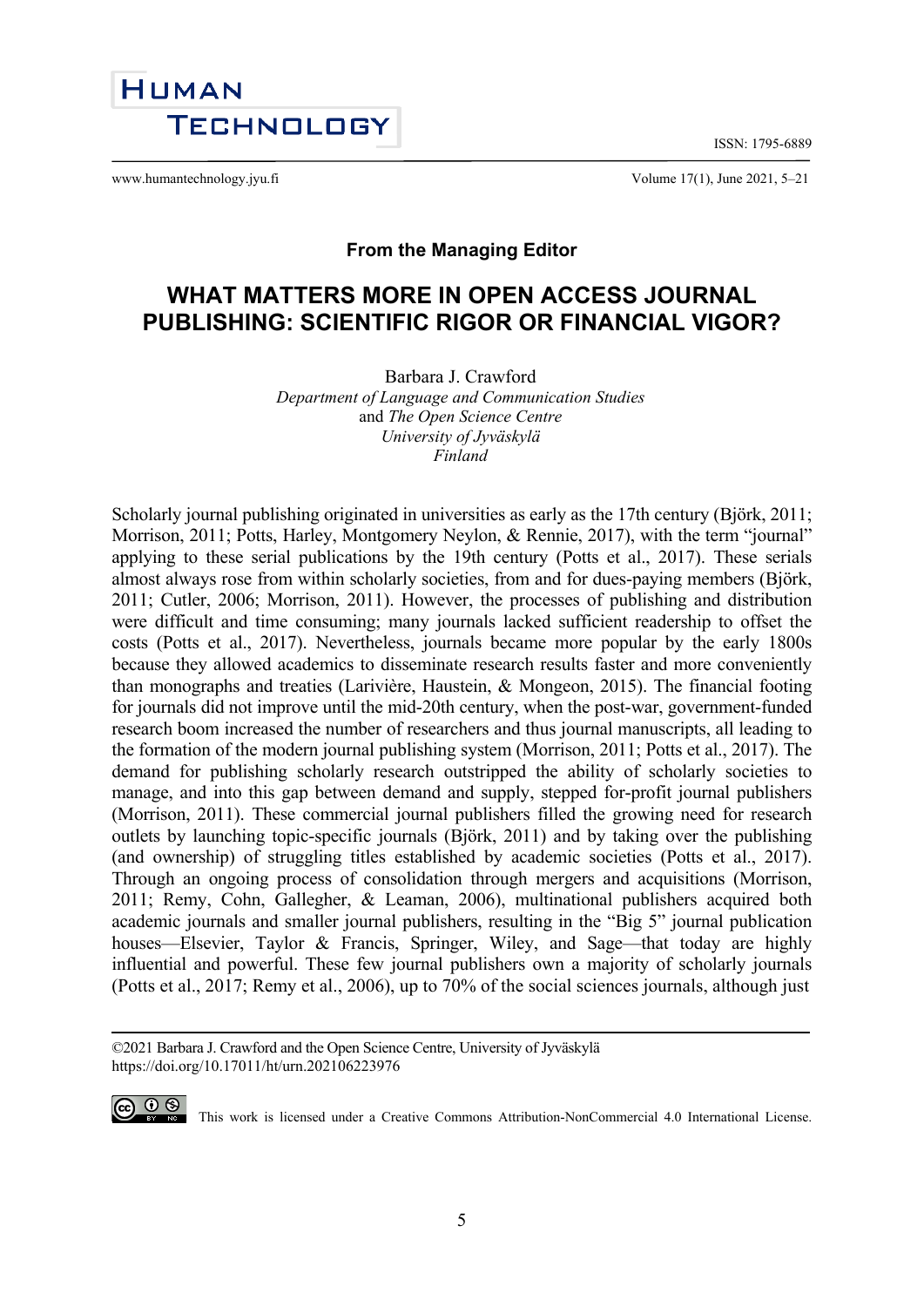From the Managing Editor

# WHAT MATTERS MORE IN OPEN ACCESS JOURNAL PUBLISHING: SCIENTIFIC RIGOR OR FINANCIAL VIGOR?

Barbara J. Crawford
*Department of Language and Communication Studies*
and *The Open Science Centre*
*University of Jyväskylä*
*Finland*

Scholarly journal publishing originated in universities as early as the 17th century (Björk, 2011; Morrison, 2011; Potts, Harley, Montgomery Neylon, & Rennie, 2017), with the term "journal" applying to these serial publications by the 19th century (Potts et al., 2017). These serials almost always rose from within scholarly societies, from and for dues-paying members (Björk, 2011; Cutler, 2006; Morrison, 2011). However, the processes of publishing and distribution were difficult and time consuming; many journals lacked sufficient readership to offset the costs (Potts et al., 2017). Nevertheless, journals became more popular by the early 1800s because they allowed academics to disseminate research results faster and more conveniently than monographs and treaties (Larivière, Haustein, & Mongeon, 2015). The financial footing for journals did not improve until the mid-20th century, when the post-war, government-funded research boom increased the number of researchers and thus journal manuscripts, all leading to the formation of the modern journal publishing system (Morrison, 2011; Potts et al., 2017). The demand for publishing scholarly research outstripped the ability of scholarly societies to manage, and into this gap between demand and supply, stepped for-profit journal publishers (Morrison, 2011). These commercial journal publishers filled the growing need for research outlets by launching topic-specific journals (Björk, 2011) and by taking over the publishing (and ownership) of struggling titles established by academic societies (Potts et al., 2017). Through an ongoing process of consolidation through mergers and acquisitions (Morrison, 2011; Remy, Cohn, Gallegher, & Leaman, 2006), multinational publishers acquired both academic journals and smaller journal publishers, resulting in the "Big 5" journal publication houses—Elsevier, Taylor & Francis, Springer, Wiley, and Sage—that today are highly influential and powerful. These few journal publishers own a majority of scholarly journals (Potts et al., 2017; Remy et al., 2006), up to 70% of the social sciences journals, although just

©2021 Barbara J. Crawford and the Open Science Centre, University of Jyväskylä
https://doi.org/10.17011/ht/urn.202106223976

This work is licensed under a Creative Commons Attribution-NonCommercial 4.0 International License.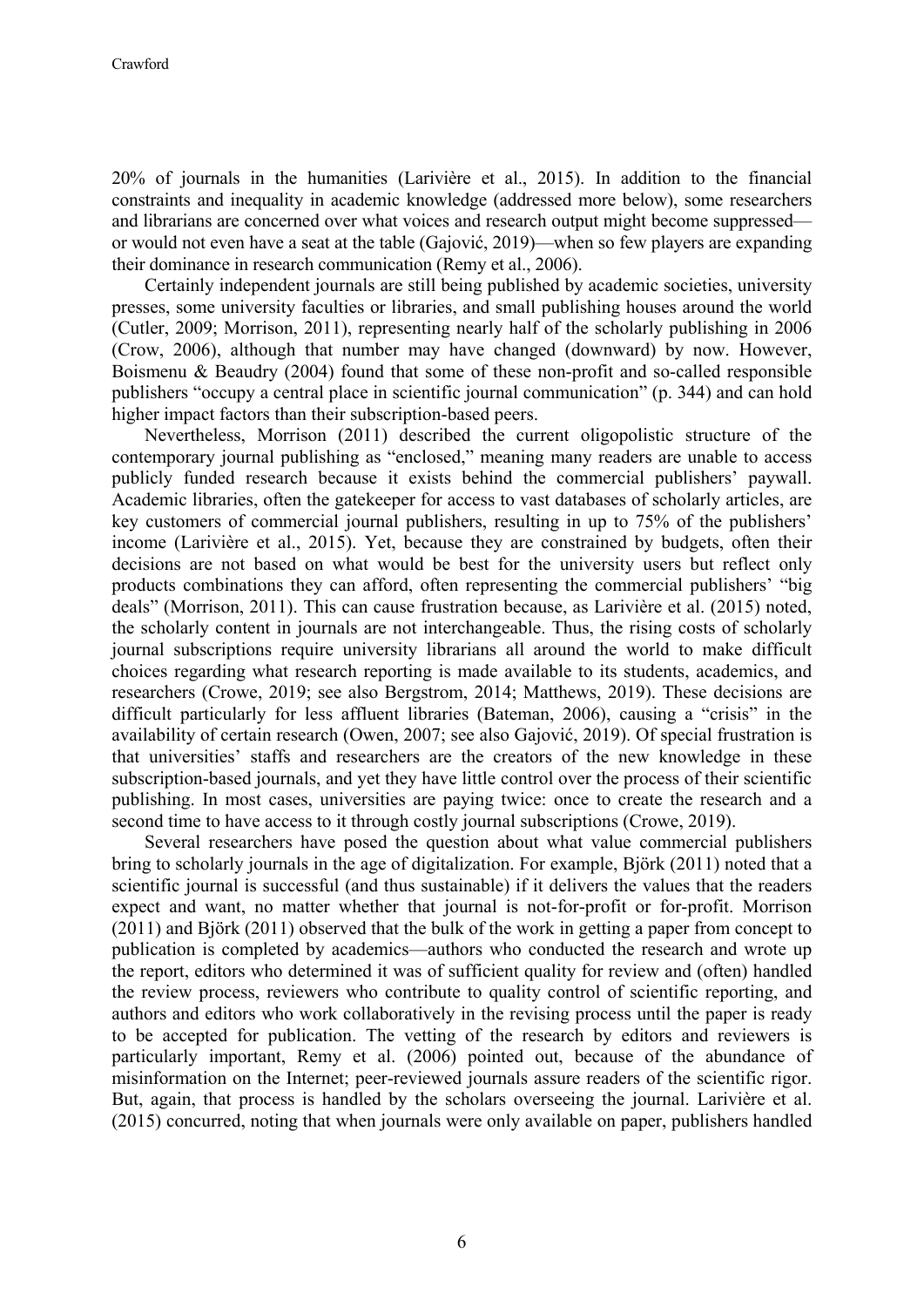20% of journals in the humanities (Larivière et al., 2015). In addition to the financial constraints and inequality in academic knowledge (addressed more below), some researchers and librarians are concerned over what voices and research output might become suppressed—or would not even have a seat at the table (Gajović, 2019)—when so few players are expanding their dominance in research communication (Remy et al., 2006).

Certainly independent journals are still being published by academic societies, university presses, some university faculties or libraries, and small publishing houses around the world (Cutler, 2009; Morrison, 2011), representing nearly half of the scholarly publishing in 2006 (Crow, 2006), although that number may have changed (downward) by now. However, Boismenu & Beaudry (2004) found that some of these non-profit and so-called responsible publishers "occupy a central place in scientific journal communication" (p. 344) and can hold higher impact factors than their subscription-based peers.

Nevertheless, Morrison (2011) described the current oligopolistic structure of the contemporary journal publishing as "enclosed," meaning many readers are unable to access publicly funded research because it exists behind the commercial publishers' paywall. Academic libraries, often the gatekeeper for access to vast databases of scholarly articles, are key customers of commercial journal publishers, resulting in up to 75% of the publishers' income (Larivière et al., 2015). Yet, because they are constrained by budgets, often their decisions are not based on what would be best for the university users but reflect only products combinations they can afford, often representing the commercial publishers' "big deals" (Morrison, 2011). This can cause frustration because, as Larivière et al. (2015) noted, the scholarly content in journals are not interchangeable. Thus, the rising costs of scholarly journal subscriptions require university librarians all around the world to make difficult choices regarding what research reporting is made available to its students, academics, and researchers (Crowe, 2019; see also Bergstrom, 2014; Matthews, 2019). These decisions are difficult particularly for less affluent libraries (Bateman, 2006), causing a "crisis" in the availability of certain research (Owen, 2007; see also Gajović, 2019). Of special frustration is that universities' staffs and researchers are the creators of the new knowledge in these subscription-based journals, and yet they have little control over the process of their scientific publishing. In most cases, universities are paying twice: once to create the research and a second time to have access to it through costly journal subscriptions (Crowe, 2019).

Several researchers have posed the question about what value commercial publishers bring to scholarly journals in the age of digitalization. For example, Björk (2011) noted that a scientific journal is successful (and thus sustainable) if it delivers the values that the readers expect and want, no matter whether that journal is not-for-profit or for-profit. Morrison (2011) and Björk (2011) observed that the bulk of the work in getting a paper from concept to publication is completed by academics—authors who conducted the research and wrote up the report, editors who determined it was of sufficient quality for review and (often) handled the review process, reviewers who contribute to quality control of scientific reporting, and authors and editors who work collaboratively in the revising process until the paper is ready to be accepted for publication. The vetting of the research by editors and reviewers is particularly important, Remy et al. (2006) pointed out, because of the abundance of misinformation on the Internet; peer-reviewed journals assure readers of the scientific rigor. But, again, that process is handled by the scholars overseeing the journal. Larivière et al. (2015) concurred, noting that when journals were only available on paper, publishers handled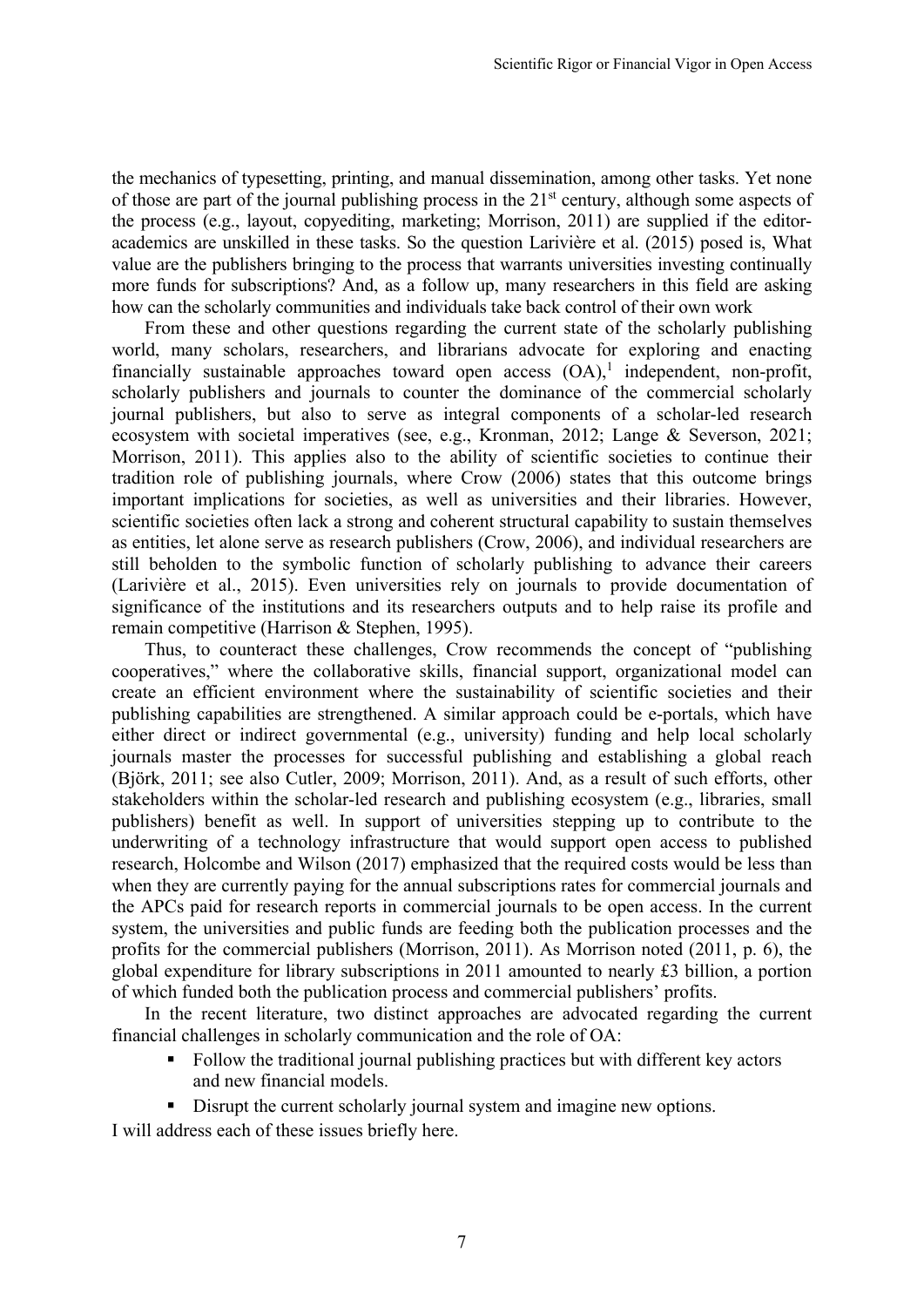the mechanics of typesetting, printing, and manual dissemination, among other tasks. Yet none of those are part of the journal publishing process in the 21st century, although some aspects of the process (e.g., layout, copyediting, marketing; Morrison, 2011) are supplied if the editor-academics are unskilled in these tasks. So the question Larivière et al. (2015) posed is, What value are the publishers bringing to the process that warrants universities investing continually more funds for subscriptions? And, as a follow up, many researchers in this field are asking how can the scholarly communities and individuals take back control of their own work

From these and other questions regarding the current state of the scholarly publishing world, many scholars, researchers, and librarians advocate for exploring and enacting financially sustainable approaches toward open access (OA),[1] independent, non-profit, scholarly publishers and journals to counter the dominance of the commercial scholarly journal publishers, but also to serve as integral components of a scholar-led research ecosystem with societal imperatives (see, e.g., Kronman, 2012; Lange & Severson, 2021; Morrison, 2011). This applies also to the ability of scientific societies to continue their tradition role of publishing journals, where Crow (2006) states that this outcome brings important implications for societies, as well as universities and their libraries. However, scientific societies often lack a strong and coherent structural capability to sustain themselves as entities, let alone serve as research publishers (Crow, 2006), and individual researchers are still beholden to the symbolic function of scholarly publishing to advance their careers (Larivière et al., 2015). Even universities rely on journals to provide documentation of significance of the institutions and its researchers outputs and to help raise its profile and remain competitive (Harrison & Stephen, 1995).

Thus, to counteract these challenges, Crow recommends the concept of "publishing cooperatives," where the collaborative skills, financial support, organizational model can create an efficient environment where the sustainability of scientific societies and their publishing capabilities are strengthened. A similar approach could be e-portals, which have either direct or indirect governmental (e.g., university) funding and help local scholarly journals master the processes for successful publishing and establishing a global reach (Björk, 2011; see also Cutler, 2009; Morrison, 2011). And, as a result of such efforts, other stakeholders within the scholar-led research and publishing ecosystem (e.g., libraries, small publishers) benefit as well. In support of universities stepping up to contribute to the underwriting of a technology infrastructure that would support open access to published research, Holcombe and Wilson (2017) emphasized that the required costs would be less than when they are currently paying for the annual subscriptions rates for commercial journals and the APCs paid for research reports in commercial journals to be open access. In the current system, the universities and public funds are feeding both the publication processes and the profits for the commercial publishers (Morrison, 2011). As Morrison noted (2011, p. 6), the global expenditure for library subscriptions in 2011 amounted to nearly £3 billion, a portion of which funded both the publication process and commercial publishers' profits.

In the recent literature, two distinct approaches are advocated regarding the current financial challenges in scholarly communication and the role of OA:

- Follow the traditional journal publishing practices but with different key actors and new financial models.
- Disrupt the current scholarly journal system and imagine new options.

I will address each of these issues briefly here.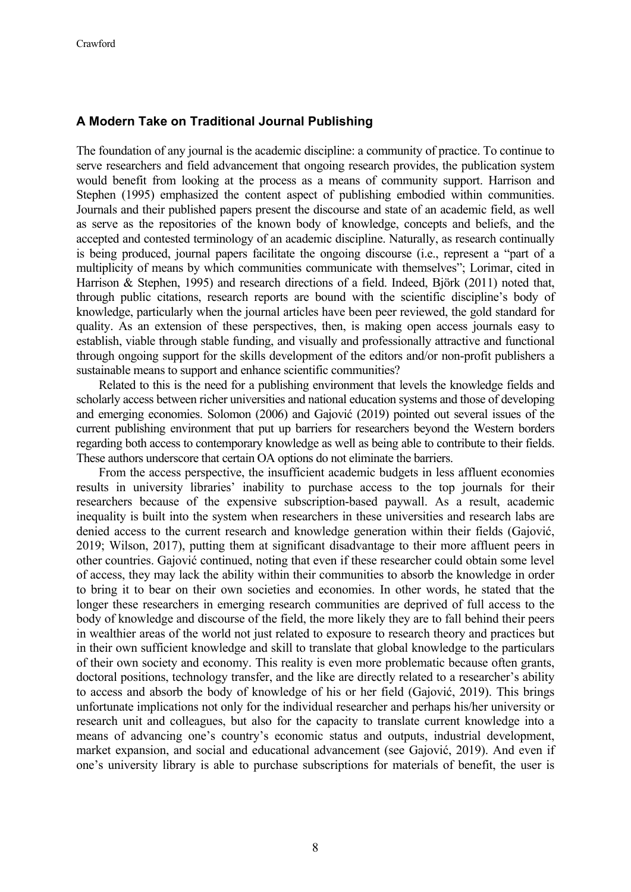### A Modern Take on Traditional Journal Publishing

The foundation of any journal is the academic discipline: a community of practice. To continue to serve researchers and field advancement that ongoing research provides, the publication system would benefit from looking at the process as a means of community support. Harrison and Stephen (1995) emphasized the content aspect of publishing embodied within communities. Journals and their published papers present the discourse and state of an academic field, as well as serve as the repositories of the known body of knowledge, concepts and beliefs, and the accepted and contested terminology of an academic discipline. Naturally, as research continually is being produced, journal papers facilitate the ongoing discourse (i.e., represent a "part of a multiplicity of means by which communities communicate with themselves"; Lorimar, cited in Harrison & Stephen, 1995) and research directions of a field. Indeed, Björk (2011) noted that, through public citations, research reports are bound with the scientific discipline's body of knowledge, particularly when the journal articles have been peer reviewed, the gold standard for quality. As an extension of these perspectives, then, is making open access journals easy to establish, viable through stable funding, and visually and professionally attractive and functional through ongoing support for the skills development of the editors and/or non-profit publishers a sustainable means to support and enhance scientific communities?

Related to this is the need for a publishing environment that levels the knowledge fields and scholarly access between richer universities and national education systems and those of developing and emerging economies. Solomon (2006) and Gajović (2019) pointed out several issues of the current publishing environment that put up barriers for researchers beyond the Western borders regarding both access to contemporary knowledge as well as being able to contribute to their fields. These authors underscore that certain OA options do not eliminate the barriers.

From the access perspective, the insufficient academic budgets in less affluent economies results in university libraries' inability to purchase access to the top journals for their researchers because of the expensive subscription-based paywall. As a result, academic inequality is built into the system when researchers in these universities and research labs are denied access to the current research and knowledge generation within their fields (Gajović, 2019; Wilson, 2017), putting them at significant disadvantage to their more affluent peers in other countries. Gajović continued, noting that even if these researcher could obtain some level of access, they may lack the ability within their communities to absorb the knowledge in order to bring it to bear on their own societies and economies. In other words, he stated that the longer these researchers in emerging research communities are deprived of full access to the body of knowledge and discourse of the field, the more likely they are to fall behind their peers in wealthier areas of the world not just related to exposure to research theory and practices but in their own sufficient knowledge and skill to translate that global knowledge to the particulars of their own society and economy. This reality is even more problematic because often grants, doctoral positions, technology transfer, and the like are directly related to a researcher's ability to access and absorb the body of knowledge of his or her field (Gajović, 2019). This brings unfortunate implications not only for the individual researcher and perhaps his/her university or research unit and colleagues, but also for the capacity to translate current knowledge into a means of advancing one's country's economic status and outputs, industrial development, market expansion, and social and educational advancement (see Gajović, 2019). And even if one's university library is able to purchase subscriptions for materials of benefit, the user is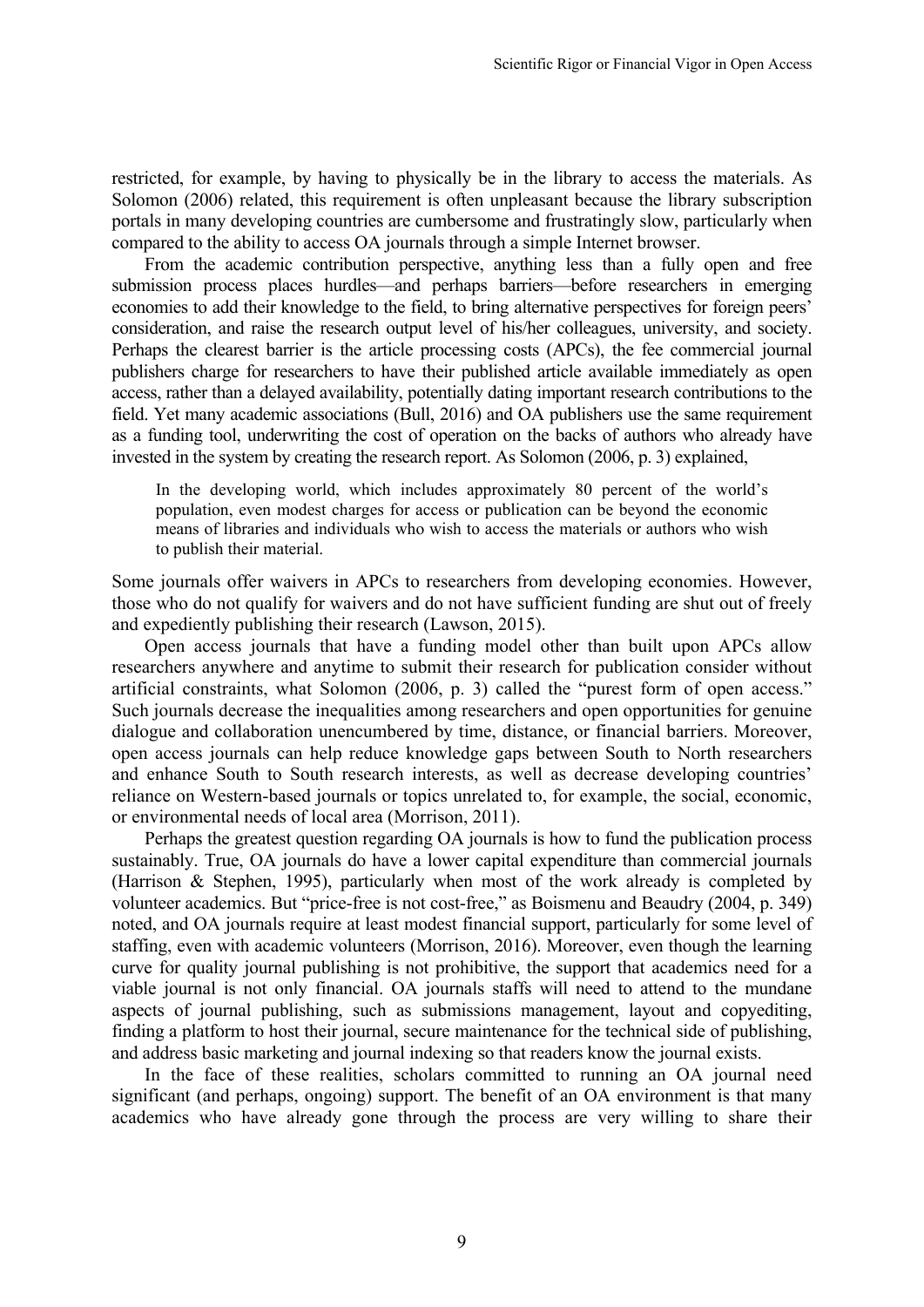restricted, for example, by having to physically be in the library to access the materials. As Solomon (2006) related, this requirement is often unpleasant because the library subscription portals in many developing countries are cumbersome and frustratingly slow, particularly when compared to the ability to access OA journals through a simple Internet browser.

From the academic contribution perspective, anything less than a fully open and free submission process places hurdles—and perhaps barriers—before researchers in emerging economies to add their knowledge to the field, to bring alternative perspectives for foreign peers' consideration, and raise the research output level of his/her colleagues, university, and society. Perhaps the clearest barrier is the article processing costs (APCs), the fee commercial journal publishers charge for researchers to have their published article available immediately as open access, rather than a delayed availability, potentially dating important research contributions to the field. Yet many academic associations (Bull, 2016) and OA publishers use the same requirement as a funding tool, underwriting the cost of operation on the backs of authors who already have invested in the system by creating the research report. As Solomon (2006, p. 3) explained,

> In the developing world, which includes approximately 80 percent of the world's population, even modest charges for access or publication can be beyond the economic means of libraries and individuals who wish to access the materials or authors who wish to publish their material.

Some journals offer waivers in APCs to researchers from developing economies. However, those who do not qualify for waivers and do not have sufficient funding are shut out of freely and expediently publishing their research (Lawson, 2015).

Open access journals that have a funding model other than built upon APCs allow researchers anywhere and anytime to submit their research for publication consider without artificial constraints, what Solomon (2006, p. 3) called the "purest form of open access." Such journals decrease the inequalities among researchers and open opportunities for genuine dialogue and collaboration unencumbered by time, distance, or financial barriers. Moreover, open access journals can help reduce knowledge gaps between South to North researchers and enhance South to South research interests, as well as decrease developing countries' reliance on Western-based journals or topics unrelated to, for example, the social, economic, or environmental needs of local area (Morrison, 2011).

Perhaps the greatest question regarding OA journals is how to fund the publication process sustainably. True, OA journals do have a lower capital expenditure than commercial journals (Harrison & Stephen, 1995), particularly when most of the work already is completed by volunteer academics. But "price-free is not cost-free," as Boismenu and Beaudry (2004, p. 349) noted, and OA journals require at least modest financial support, particularly for some level of staffing, even with academic volunteers (Morrison, 2016). Moreover, even though the learning curve for quality journal publishing is not prohibitive, the support that academics need for a viable journal is not only financial. OA journals staffs will need to attend to the mundane aspects of journal publishing, such as submissions management, layout and copyediting, finding a platform to host their journal, secure maintenance for the technical side of publishing, and address basic marketing and journal indexing so that readers know the journal exists.

In the face of these realities, scholars committed to running an OA journal need significant (and perhaps, ongoing) support. The benefit of an OA environment is that many academics who have already gone through the process are very willing to share their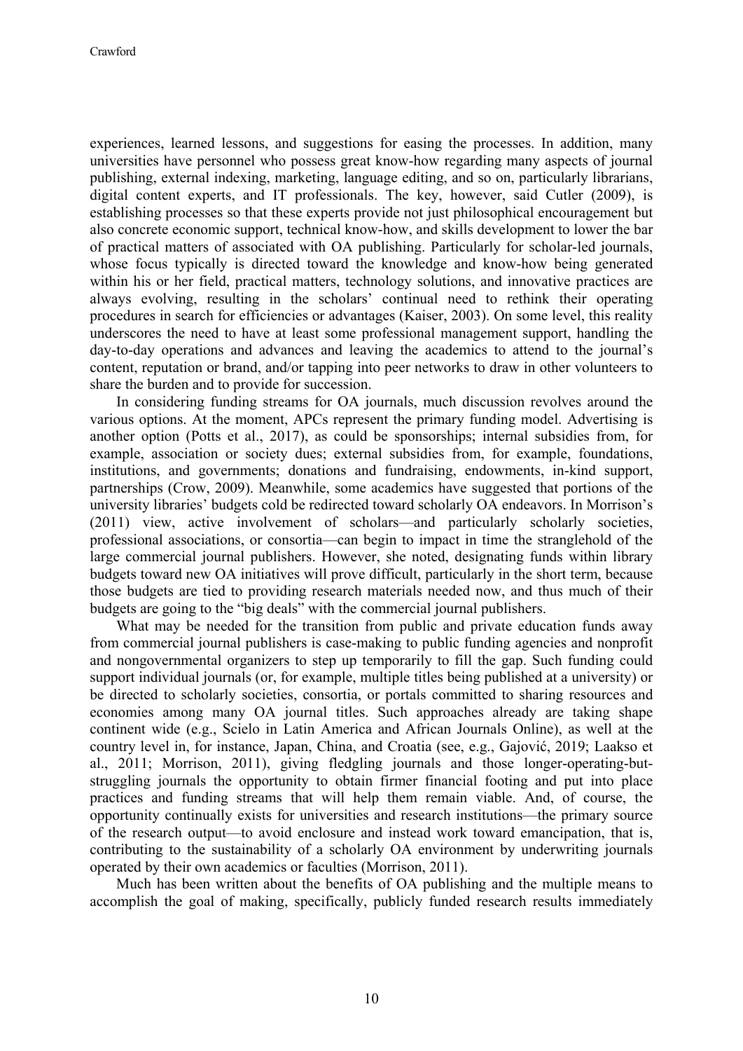experiences, learned lessons, and suggestions for easing the processes. In addition, many universities have personnel who possess great know-how regarding many aspects of journal publishing, external indexing, marketing, language editing, and so on, particularly librarians, digital content experts, and IT professionals. The key, however, said Cutler (2009), is establishing processes so that these experts provide not just philosophical encouragement but also concrete economic support, technical know-how, and skills development to lower the bar of practical matters of associated with OA publishing. Particularly for scholar-led journals, whose focus typically is directed toward the knowledge and know-how being generated within his or her field, practical matters, technology solutions, and innovative practices are always evolving, resulting in the scholars' continual need to rethink their operating procedures in search for efficiencies or advantages (Kaiser, 2003). On some level, this reality underscores the need to have at least some professional management support, handling the day-to-day operations and advances and leaving the academics to attend to the journal's content, reputation or brand, and/or tapping into peer networks to draw in other volunteers to share the burden and to provide for succession.

In considering funding streams for OA journals, much discussion revolves around the various options. At the moment, APCs represent the primary funding model. Advertising is another option (Potts et al., 2017), as could be sponsorships; internal subsidies from, for example, association or society dues; external subsidies from, for example, foundations, institutions, and governments; donations and fundraising, endowments, in-kind support, partnerships (Crow, 2009). Meanwhile, some academics have suggested that portions of the university libraries' budgets cold be redirected toward scholarly OA endeavors. In Morrison's (2011) view, active involvement of scholars—and particularly scholarly societies, professional associations, or consortia—can begin to impact in time the stranglehold of the large commercial journal publishers. However, she noted, designating funds within library budgets toward new OA initiatives will prove difficult, particularly in the short term, because those budgets are tied to providing research materials needed now, and thus much of their budgets are going to the "big deals" with the commercial journal publishers.

What may be needed for the transition from public and private education funds away from commercial journal publishers is case-making to public funding agencies and nonprofit and nongovernmental organizers to step up temporarily to fill the gap. Such funding could support individual journals (or, for example, multiple titles being published at a university) or be directed to scholarly societies, consortia, or portals committed to sharing resources and economies among many OA journal titles. Such approaches already are taking shape continent wide (e.g., Scielo in Latin America and African Journals Online), as well at the country level in, for instance, Japan, China, and Croatia (see, e.g., Gajović, 2019; Laakso et al., 2011; Morrison, 2011), giving fledgling journals and those longer-operating-but-struggling journals the opportunity to obtain firmer financial footing and put into place practices and funding streams that will help them remain viable. And, of course, the opportunity continually exists for universities and research institutions—the primary source of the research output—to avoid enclosure and instead work toward emancipation, that is, contributing to the sustainability of a scholarly OA environment by underwriting journals operated by their own academics or faculties (Morrison, 2011).

Much has been written about the benefits of OA publishing and the multiple means to accomplish the goal of making, specifically, publicly funded research results immediately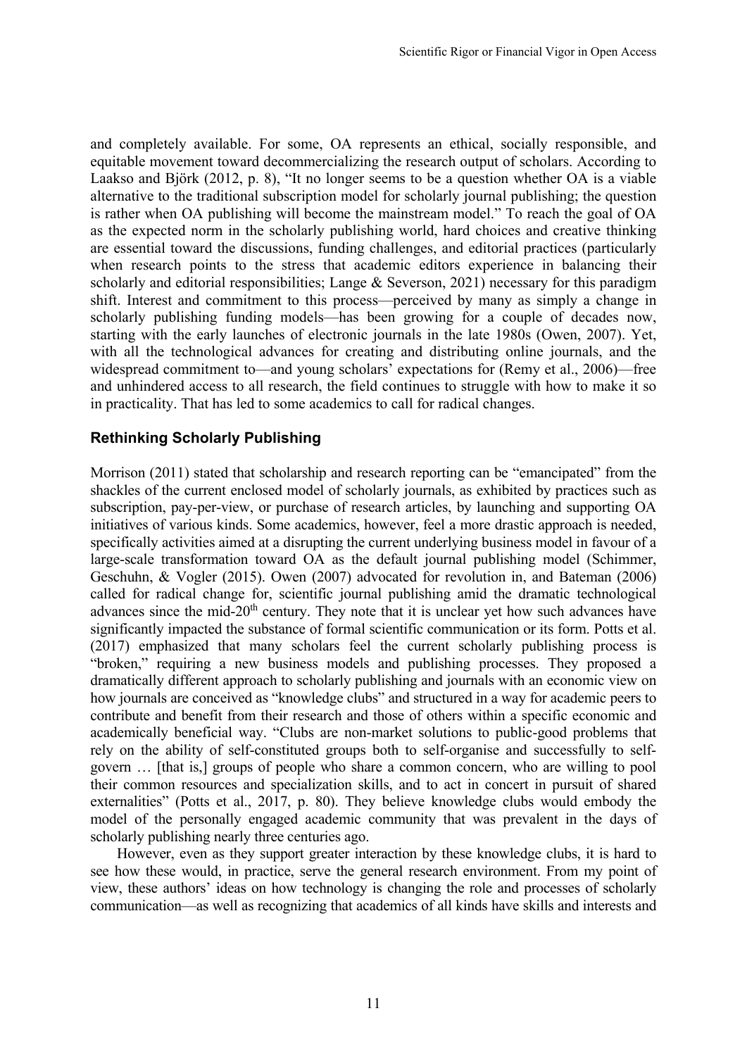and completely available. For some, OA represents an ethical, socially responsible, and equitable movement toward decommercializing the research output of scholars. According to Laakso and Björk (2012, p. 8), "It no longer seems to be a question whether OA is a viable alternative to the traditional subscription model for scholarly journal publishing; the question is rather when OA publishing will become the mainstream model." To reach the goal of OA as the expected norm in the scholarly publishing world, hard choices and creative thinking are essential toward the discussions, funding challenges, and editorial practices (particularly when research points to the stress that academic editors experience in balancing their scholarly and editorial responsibilities; Lange & Severson, 2021) necessary for this paradigm shift. Interest and commitment to this process—perceived by many as simply a change in scholarly publishing funding models—has been growing for a couple of decades now, starting with the early launches of electronic journals in the late 1980s (Owen, 2007). Yet, with all the technological advances for creating and distributing online journals, and the widespread commitment to—and young scholars' expectations for (Remy et al., 2006)—free and unhindered access to all research, the field continues to struggle with how to make it so in practicality. That has led to some academics to call for radical changes.

## Rethinking Scholarly Publishing

Morrison (2011) stated that scholarship and research reporting can be "emancipated" from the shackles of the current enclosed model of scholarly journals, as exhibited by practices such as subscription, pay-per-view, or purchase of research articles, by launching and supporting OA initiatives of various kinds. Some academics, however, feel a more drastic approach is needed, specifically activities aimed at a disrupting the current underlying business model in favour of a large-scale transformation toward OA as the default journal publishing model (Schimmer, Geschuhn, & Vogler (2015). Owen (2007) advocated for revolution in, and Bateman (2006) called for radical change for, scientific journal publishing amid the dramatic technological advances since the mid-20th century. They note that it is unclear yet how such advances have significantly impacted the substance of formal scientific communication or its form. Potts et al. (2017) emphasized that many scholars feel the current scholarly publishing process is "broken," requiring a new business models and publishing processes. They proposed a dramatically different approach to scholarly publishing and journals with an economic view on how journals are conceived as "knowledge clubs" and structured in a way for academic peers to contribute and benefit from their research and those of others within a specific economic and academically beneficial way. "Clubs are non-market solutions to public-good problems that rely on the ability of self-constituted groups both to self-organise and successfully to self-govern … [that is,] groups of people who share a common concern, who are willing to pool their common resources and specialization skills, and to act in concert in pursuit of shared externalities" (Potts et al., 2017, p. 80). They believe knowledge clubs would embody the model of the personally engaged academic community that was prevalent in the days of scholarly publishing nearly three centuries ago.

However, even as they support greater interaction by these knowledge clubs, it is hard to see how these would, in practice, serve the general research environment. From my point of view, these authors' ideas on how technology is changing the role and processes of scholarly communication—as well as recognizing that academics of all kinds have skills and interests and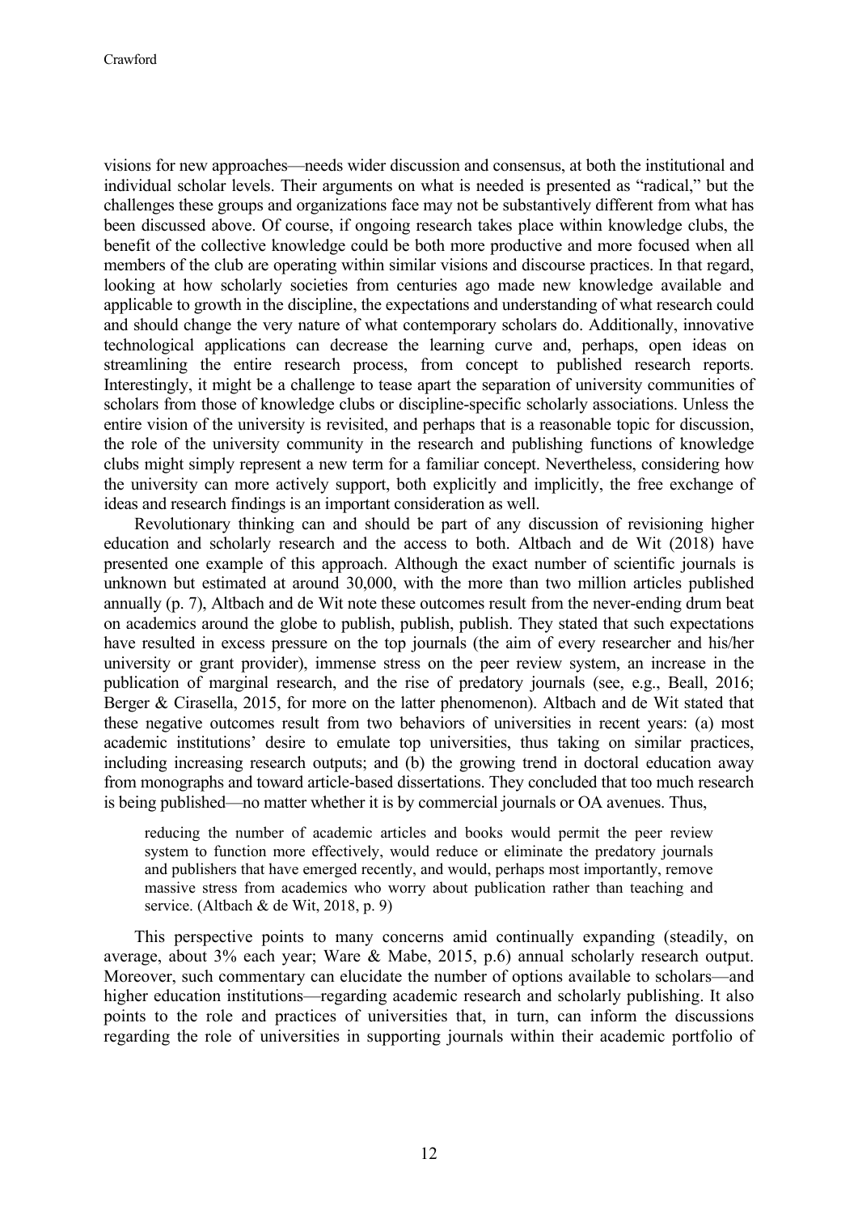visions for new approaches—needs wider discussion and consensus, at both the institutional and individual scholar levels. Their arguments on what is needed is presented as "radical," but the challenges these groups and organizations face may not be substantively different from what has been discussed above. Of course, if ongoing research takes place within knowledge clubs, the benefit of the collective knowledge could be both more productive and more focused when all members of the club are operating within similar visions and discourse practices. In that regard, looking at how scholarly societies from centuries ago made new knowledge available and applicable to growth in the discipline, the expectations and understanding of what research could and should change the very nature of what contemporary scholars do. Additionally, innovative technological applications can decrease the learning curve and, perhaps, open ideas on streamlining the entire research process, from concept to published research reports. Interestingly, it might be a challenge to tease apart the separation of university communities of scholars from those of knowledge clubs or discipline-specific scholarly associations. Unless the entire vision of the university is revisited, and perhaps that is a reasonable topic for discussion, the role of the university community in the research and publishing functions of knowledge clubs might simply represent a new term for a familiar concept. Nevertheless, considering how the university can more actively support, both explicitly and implicitly, the free exchange of ideas and research findings is an important consideration as well.

Revolutionary thinking can and should be part of any discussion of revisioning higher education and scholarly research and the access to both. Altbach and de Wit (2018) have presented one example of this approach. Although the exact number of scientific journals is unknown but estimated at around 30,000, with the more than two million articles published annually (p. 7), Altbach and de Wit note these outcomes result from the never-ending drum beat on academics around the globe to publish, publish, publish. They stated that such expectations have resulted in excess pressure on the top journals (the aim of every researcher and his/her university or grant provider), immense stress on the peer review system, an increase in the publication of marginal research, and the rise of predatory journals (see, e.g., Beall, 2016; Berger & Cirasella, 2015, for more on the latter phenomenon). Altbach and de Wit stated that these negative outcomes result from two behaviors of universities in recent years: (a) most academic institutions' desire to emulate top universities, thus taking on similar practices, including increasing research outputs; and (b) the growing trend in doctoral education away from monographs and toward article-based dissertations. They concluded that too much research is being published—no matter whether it is by commercial journals or OA avenues. Thus,

> reducing the number of academic articles and books would permit the peer review system to function more effectively, would reduce or eliminate the predatory journals and publishers that have emerged recently, and would, perhaps most importantly, remove massive stress from academics who worry about publication rather than teaching and service. (Altbach & de Wit, 2018, p. 9)

This perspective points to many concerns amid continually expanding (steadily, on average, about 3% each year; Ware & Mabe, 2015, p.6) annual scholarly research output. Moreover, such commentary can elucidate the number of options available to scholars—and higher education institutions—regarding academic research and scholarly publishing. It also points to the role and practices of universities that, in turn, can inform the discussions regarding the role of universities in supporting journals within their academic portfolio of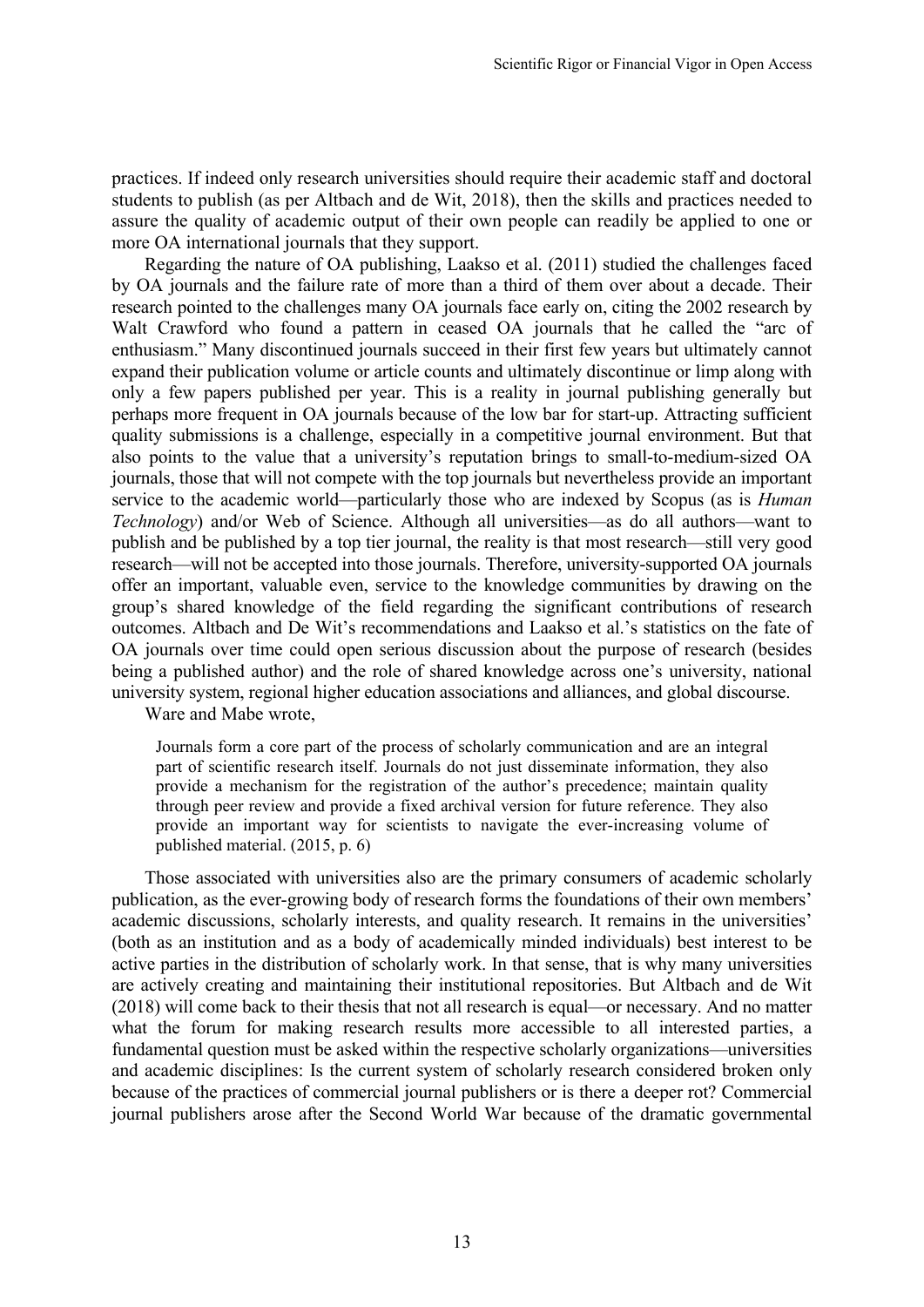practices. If indeed only research universities should require their academic staff and doctoral students to publish (as per Altbach and de Wit, 2018), then the skills and practices needed to assure the quality of academic output of their own people can readily be applied to one or more OA international journals that they support.

Regarding the nature of OA publishing, Laakso et al. (2011) studied the challenges faced by OA journals and the failure rate of more than a third of them over about a decade. Their research pointed to the challenges many OA journals face early on, citing the 2002 research by Walt Crawford who found a pattern in ceased OA journals that he called the "arc of enthusiasm." Many discontinued journals succeed in their first few years but ultimately cannot expand their publication volume or article counts and ultimately discontinue or limp along with only a few papers published per year. This is a reality in journal publishing generally but perhaps more frequent in OA journals because of the low bar for start-up. Attracting sufficient quality submissions is a challenge, especially in a competitive journal environment. But that also points to the value that a university's reputation brings to small-to-medium-sized OA journals, those that will not compete with the top journals but nevertheless provide an important service to the academic world—particularly those who are indexed by Scopus (as is *Human Technology*) and/or Web of Science. Although all universities—as do all authors—want to publish and be published by a top tier journal, the reality is that most research—still very good research—will not be accepted into those journals. Therefore, university-supported OA journals offer an important, valuable even, service to the knowledge communities by drawing on the group's shared knowledge of the field regarding the significant contributions of research outcomes. Altbach and De Wit's recommendations and Laakso et al.'s statistics on the fate of OA journals over time could open serious discussion about the purpose of research (besides being a published author) and the role of shared knowledge across one's university, national university system, regional higher education associations and alliances, and global discourse.

Ware and Mabe wrote,

> Journals form a core part of the process of scholarly communication and are an integral part of scientific research itself. Journals do not just disseminate information, they also provide a mechanism for the registration of the author's precedence; maintain quality through peer review and provide a fixed archival version for future reference. They also provide an important way for scientists to navigate the ever-increasing volume of published material. (2015, p. 6)

Those associated with universities also are the primary consumers of academic scholarly publication, as the ever-growing body of research forms the foundations of their own members' academic discussions, scholarly interests, and quality research. It remains in the universities' (both as an institution and as a body of academically minded individuals) best interest to be active parties in the distribution of scholarly work. In that sense, that is why many universities are actively creating and maintaining their institutional repositories. But Altbach and de Wit (2018) will come back to their thesis that not all research is equal—or necessary. And no matter what the forum for making research results more accessible to all interested parties, a fundamental question must be asked within the respective scholarly organizations—universities and academic disciplines: Is the current system of scholarly research considered broken only because of the practices of commercial journal publishers or is there a deeper rot? Commercial journal publishers arose after the Second World War because of the dramatic governmental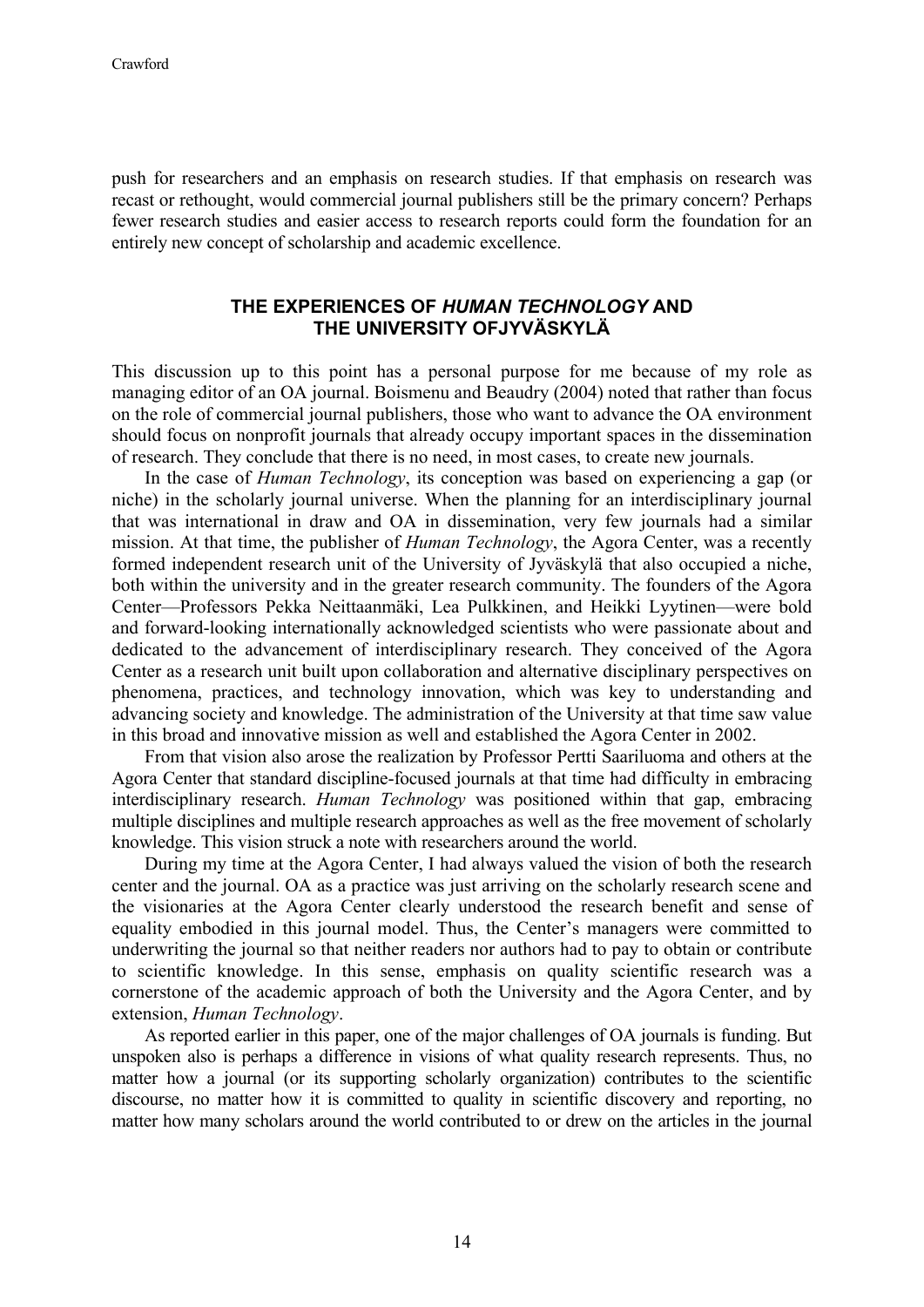push for researchers and an emphasis on research studies. If that emphasis on research was recast or rethought, would commercial journal publishers still be the primary concern? Perhaps fewer research studies and easier access to research reports could form the foundation for an entirely new concept of scholarship and academic excellence.

## THE EXPERIENCES OF *HUMAN TECHNOLOGY* AND THE UNIVERSITY OFJYVÄSKYLÄ

This discussion up to this point has a personal purpose for me because of my role as managing editor of an OA journal. Boismenu and Beaudry (2004) noted that rather than focus on the role of commercial journal publishers, those who want to advance the OA environment should focus on nonprofit journals that already occupy important spaces in the dissemination of research. They conclude that there is no need, in most cases, to create new journals.

In the case of *Human Technology*, its conception was based on experiencing a gap (or niche) in the scholarly journal universe. When the planning for an interdisciplinary journal that was international in draw and OA in dissemination, very few journals had a similar mission. At that time, the publisher of *Human Technology*, the Agora Center, was a recently formed independent research unit of the University of Jyväskylä that also occupied a niche, both within the university and in the greater research community. The founders of the Agora Center—Professors Pekka Neittaanmäki, Lea Pulkkinen, and Heikki Lyytinen—were bold and forward-looking internationally acknowledged scientists who were passionate about and dedicated to the advancement of interdisciplinary research. They conceived of the Agora Center as a research unit built upon collaboration and alternative disciplinary perspectives on phenomena, practices, and technology innovation, which was key to understanding and advancing society and knowledge. The administration of the University at that time saw value in this broad and innovative mission as well and established the Agora Center in 2002.

From that vision also arose the realization by Professor Pertti Saariluoma and others at the Agora Center that standard discipline-focused journals at that time had difficulty in embracing interdisciplinary research. *Human Technology* was positioned within that gap, embracing multiple disciplines and multiple research approaches as well as the free movement of scholarly knowledge. This vision struck a note with researchers around the world.

During my time at the Agora Center, I had always valued the vision of both the research center and the journal. OA as a practice was just arriving on the scholarly research scene and the visionaries at the Agora Center clearly understood the research benefit and sense of equality embodied in this journal model. Thus, the Center's managers were committed to underwriting the journal so that neither readers nor authors had to pay to obtain or contribute to scientific knowledge. In this sense, emphasis on quality scientific research was a cornerstone of the academic approach of both the University and the Agora Center, and by extension, *Human Technology*.

As reported earlier in this paper, one of the major challenges of OA journals is funding. But unspoken also is perhaps a difference in visions of what quality research represents. Thus, no matter how a journal (or its supporting scholarly organization) contributes to the scientific discourse, no matter how it is committed to quality in scientific discovery and reporting, no matter how many scholars around the world contributed to or drew on the articles in the journal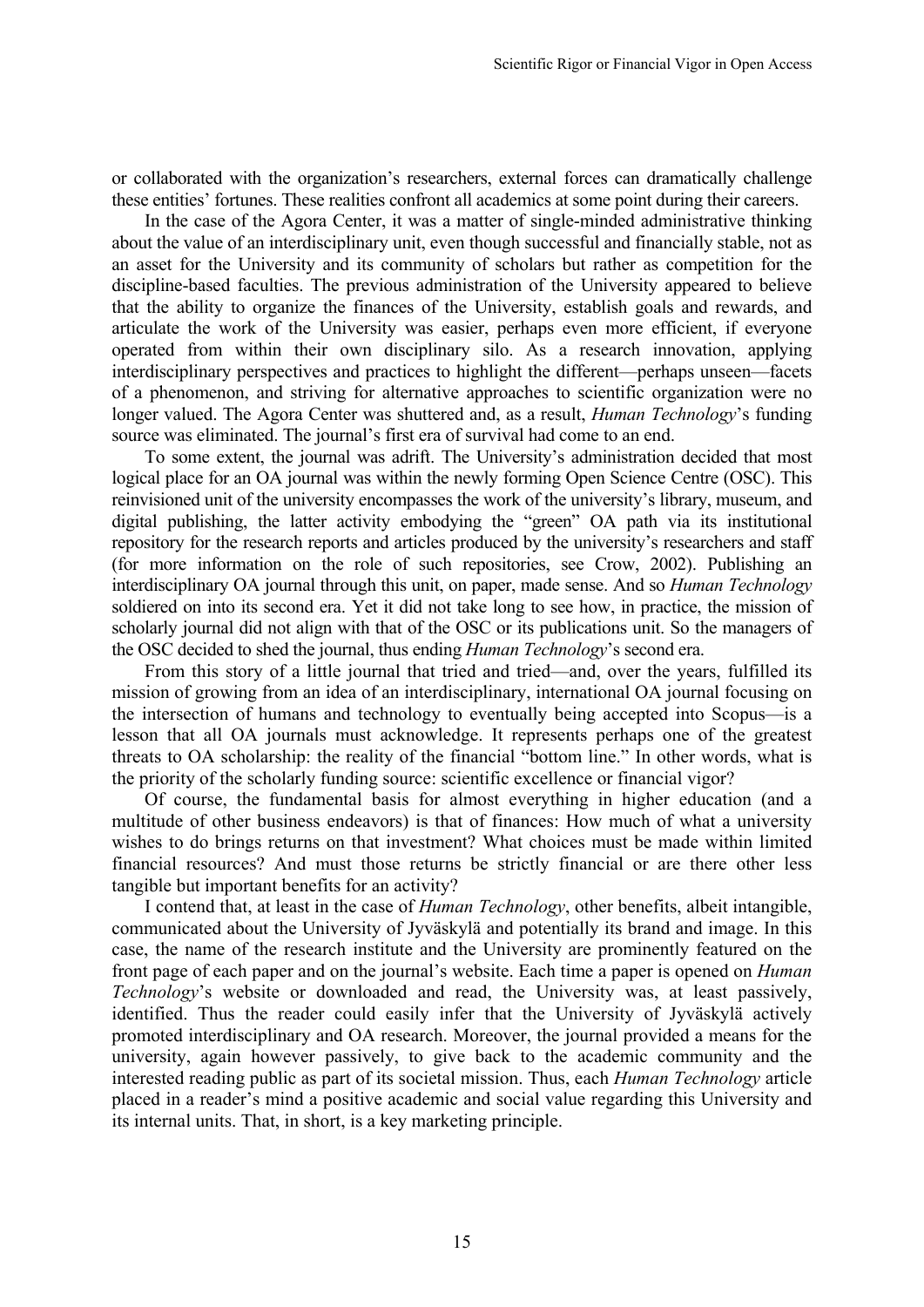or collaborated with the organization's researchers, external forces can dramatically challenge these entities' fortunes. These realities confront all academics at some point during their careers.

In the case of the Agora Center, it was a matter of single-minded administrative thinking about the value of an interdisciplinary unit, even though successful and financially stable, not as an asset for the University and its community of scholars but rather as competition for the discipline-based faculties. The previous administration of the University appeared to believe that the ability to organize the finances of the University, establish goals and rewards, and articulate the work of the University was easier, perhaps even more efficient, if everyone operated from within their own disciplinary silo. As a research innovation, applying interdisciplinary perspectives and practices to highlight the different—perhaps unseen—facets of a phenomenon, and striving for alternative approaches to scientific organization were no longer valued. The Agora Center was shuttered and, as a result, *Human Technology*'s funding source was eliminated. The journal's first era of survival had come to an end.

To some extent, the journal was adrift. The University's administration decided that most logical place for an OA journal was within the newly forming Open Science Centre (OSC). This reinvisioned unit of the university encompasses the work of the university's library, museum, and digital publishing, the latter activity embodying the "green" OA path via its institutional repository for the research reports and articles produced by the university's researchers and staff (for more information on the role of such repositories, see Crow, 2002). Publishing an interdisciplinary OA journal through this unit, on paper, made sense. And so *Human Technology* soldiered on into its second era. Yet it did not take long to see how, in practice, the mission of scholarly journal did not align with that of the OSC or its publications unit. So the managers of the OSC decided to shed the journal, thus ending *Human Technology*'s second era.

From this story of a little journal that tried and tried—and, over the years, fulfilled its mission of growing from an idea of an interdisciplinary, international OA journal focusing on the intersection of humans and technology to eventually being accepted into Scopus—is a lesson that all OA journals must acknowledge. It represents perhaps one of the greatest threats to OA scholarship: the reality of the financial "bottom line." In other words, what is the priority of the scholarly funding source: scientific excellence or financial vigor?

Of course, the fundamental basis for almost everything in higher education (and a multitude of other business endeavors) is that of finances: How much of what a university wishes to do brings returns on that investment? What choices must be made within limited financial resources? And must those returns be strictly financial or are there other less tangible but important benefits for an activity?

I contend that, at least in the case of *Human Technology*, other benefits, albeit intangible, communicated about the University of Jyväskylä and potentially its brand and image. In this case, the name of the research institute and the University are prominently featured on the front page of each paper and on the journal's website. Each time a paper is opened on *Human Technology*'s website or downloaded and read, the University was, at least passively, identified. Thus the reader could easily infer that the University of Jyväskylä actively promoted interdisciplinary and OA research. Moreover, the journal provided a means for the university, again however passively, to give back to the academic community and the interested reading public as part of its societal mission. Thus, each *Human Technology* article placed in a reader's mind a positive academic and social value regarding this University and its internal units. That, in short, is a key marketing principle.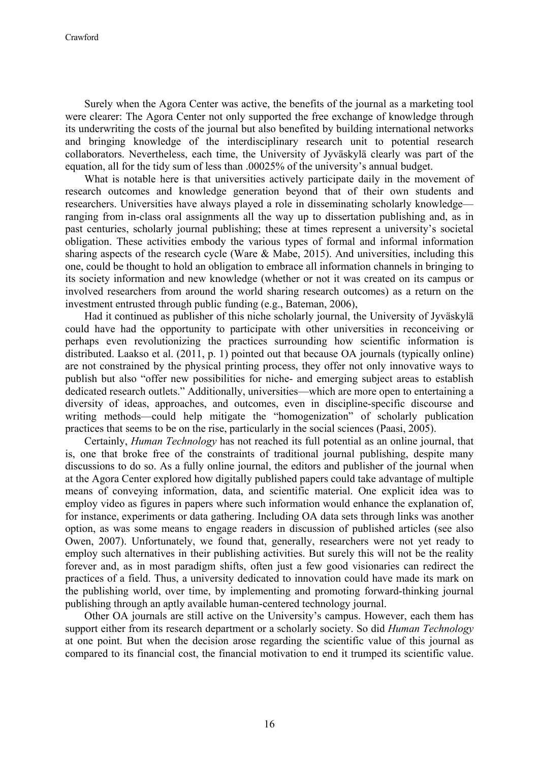Surely when the Agora Center was active, the benefits of the journal as a marketing tool were clearer: The Agora Center not only supported the free exchange of knowledge through its underwriting the costs of the journal but also benefited by building international networks and bringing knowledge of the interdisciplinary research unit to potential research collaborators. Nevertheless, each time, the University of Jyväskylä clearly was part of the equation, all for the tidy sum of less than .00025% of the university's annual budget.

What is notable here is that universities actively participate daily in the movement of research outcomes and knowledge generation beyond that of their own students and researchers. Universities have always played a role in disseminating scholarly knowledge—ranging from in-class oral assignments all the way up to dissertation publishing and, as in past centuries, scholarly journal publishing; these at times represent a university's societal obligation. These activities embody the various types of formal and informal information sharing aspects of the research cycle (Ware & Mabe, 2015). And universities, including this one, could be thought to hold an obligation to embrace all information channels in bringing to its society information and new knowledge (whether or not it was created on its campus or involved researchers from around the world sharing research outcomes) as a return on the investment entrusted through public funding (e.g., Bateman, 2006),

Had it continued as publisher of this niche scholarly journal, the University of Jyväskylä could have had the opportunity to participate with other universities in reconceiving or perhaps even revolutionizing the practices surrounding how scientific information is distributed. Laakso et al. (2011, p. 1) pointed out that because OA journals (typically online) are not constrained by the physical printing process, they offer not only innovative ways to publish but also "offer new possibilities for niche- and emerging subject areas to establish dedicated research outlets." Additionally, universities—which are more open to entertaining a diversity of ideas, approaches, and outcomes, even in discipline-specific discourse and writing methods—could help mitigate the "homogenization" of scholarly publication practices that seems to be on the rise, particularly in the social sciences (Paasi, 2005).

Certainly, *Human Technology* has not reached its full potential as an online journal, that is, one that broke free of the constraints of traditional journal publishing, despite many discussions to do so. As a fully online journal, the editors and publisher of the journal when at the Agora Center explored how digitally published papers could take advantage of multiple means of conveying information, data, and scientific material. One explicit idea was to employ video as figures in papers where such information would enhance the explanation of, for instance, experiments or data gathering. Including OA data sets through links was another option, as was some means to engage readers in discussion of published articles (see also Owen, 2007). Unfortunately, we found that, generally, researchers were not yet ready to employ such alternatives in their publishing activities. But surely this will not be the reality forever and, as in most paradigm shifts, often just a few good visionaries can redirect the practices of a field. Thus, a university dedicated to innovation could have made its mark on the publishing world, over time, by implementing and promoting forward-thinking journal publishing through an aptly available human-centered technology journal.

Other OA journals are still active on the University's campus. However, each them has support either from its research department or a scholarly society. So did *Human Technology* at one point. But when the decision arose regarding the scientific value of this journal as compared to its financial cost, the financial motivation to end it trumped its scientific value.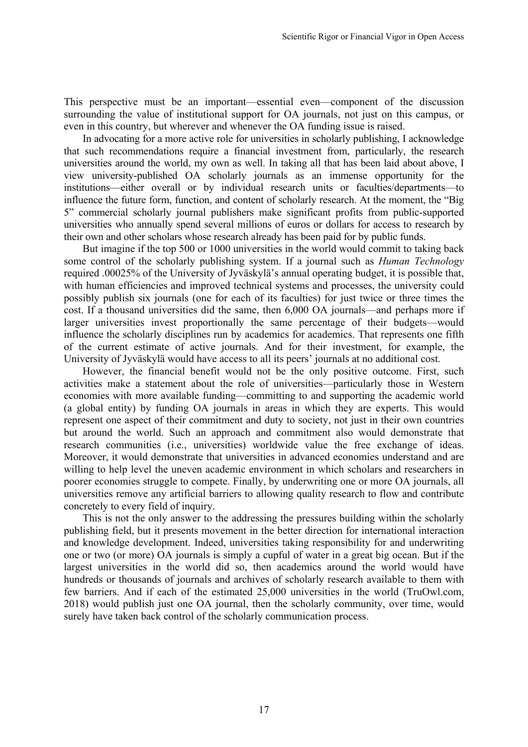This perspective must be an important—essential even—component of the discussion surrounding the value of institutional support for OA journals, not just on this campus, or even in this country, but wherever and whenever the OA funding issue is raised.

In advocating for a more active role for universities in scholarly publishing, I acknowledge that such recommendations require a financial investment from, particularly, the research universities around the world, my own as well. In taking all that has been laid about above, I view university-published OA scholarly journals as an immense opportunity for the institutions—either overall or by individual research units or faculties/departments—to influence the future form, function, and content of scholarly research. At the moment, the "Big 5" commercial scholarly journal publishers make significant profits from public-supported universities who annually spend several millions of euros or dollars for access to research by their own and other scholars whose research already has been paid for by public funds.

But imagine if the top 500 or 1000 universities in the world would commit to taking back some control of the scholarly publishing system. If a journal such as *Human Technology* required .00025% of the University of Jyväskylä's annual operating budget, it is possible that, with human efficiencies and improved technical systems and processes, the university could possibly publish six journals (one for each of its faculties) for just twice or three times the cost. If a thousand universities did the same, then 6,000 OA journals—and perhaps more if larger universities invest proportionally the same percentage of their budgets—would influence the scholarly disciplines run by academics for academics. That represents one fifth of the current estimate of active journals. And for their investment, for example, the University of Jyväskylä would have access to all its peers' journals at no additional cost.

However, the financial benefit would not be the only positive outcome. First, such activities make a statement about the role of universities—particularly those in Western economies with more available funding—committing to and supporting the academic world (a global entity) by funding OA journals in areas in which they are experts. This would represent one aspect of their commitment and duty to society, not just in their own countries but around the world. Such an approach and commitment also would demonstrate that research communities (i.e., universities) worldwide value the free exchange of ideas. Moreover, it would demonstrate that universities in advanced economies understand and are willing to help level the uneven academic environment in which scholars and researchers in poorer economies struggle to compete. Finally, by underwriting one or more OA journals, all universities remove any artificial barriers to allowing quality research to flow and contribute concretely to every field of inquiry.

This is not the only answer to the addressing the pressures building within the scholarly publishing field, but it presents movement in the better direction for international interaction and knowledge development. Indeed, universities taking responsibility for and underwriting one or two (or more) OA journals is simply a cupful of water in a great big ocean. But if the largest universities in the world did so, then academics around the world would have hundreds or thousands of journals and archives of scholarly research available to them with few barriers. And if each of the estimated 25,000 universities in the world (TruOwl.com, 2018) would publish just one OA journal, then the scholarly community, over time, would surely have taken back control of the scholarly communication process.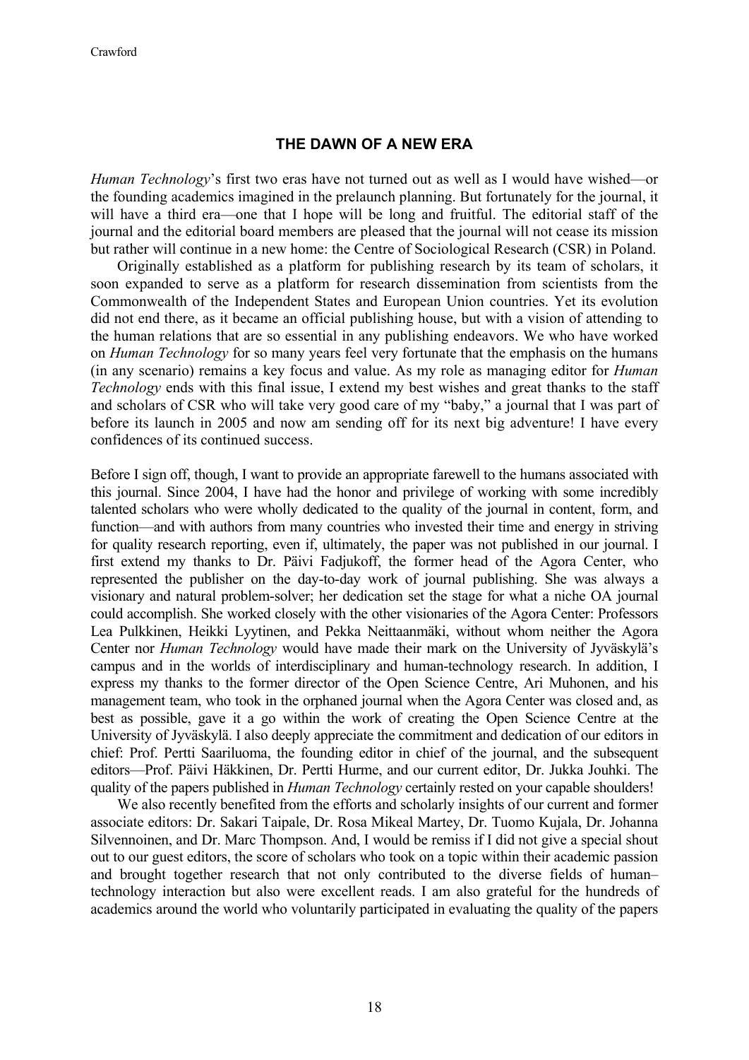## THE DAWN OF A NEW ERA

*Human Technology*'s first two eras have not turned out as well as I would have wished—or the founding academics imagined in the prelaunch planning. But fortunately for the journal, it will have a third era—one that I hope will be long and fruitful. The editorial staff of the journal and the editorial board members are pleased that the journal will not cease its mission but rather will continue in a new home: the Centre of Sociological Research (CSR) in Poland.

Originally established as a platform for publishing research by its team of scholars, it soon expanded to serve as a platform for research dissemination from scientists from the Commonwealth of the Independent States and European Union countries. Yet its evolution did not end there, as it became an official publishing house, but with a vision of attending to the human relations that are so essential in any publishing endeavors. We who have worked on *Human Technology* for so many years feel very fortunate that the emphasis on the humans (in any scenario) remains a key focus and value. As my role as managing editor for *Human Technology* ends with this final issue, I extend my best wishes and great thanks to the staff and scholars of CSR who will take very good care of my "baby," a journal that I was part of before its launch in 2005 and now am sending off for its next big adventure! I have every confidences of its continued success.

Before I sign off, though, I want to provide an appropriate farewell to the humans associated with this journal. Since 2004, I have had the honor and privilege of working with some incredibly talented scholars who were wholly dedicated to the quality of the journal in content, form, and function—and with authors from many countries who invested their time and energy in striving for quality research reporting, even if, ultimately, the paper was not published in our journal. I first extend my thanks to Dr. Päivi Fadjukoff, the former head of the Agora Center, who represented the publisher on the day-to-day work of journal publishing. She was always a visionary and natural problem-solver; her dedication set the stage for what a niche OA journal could accomplish. She worked closely with the other visionaries of the Agora Center: Professors Lea Pulkkinen, Heikki Lyytinen, and Pekka Neittaanmäki, without whom neither the Agora Center nor *Human Technology* would have made their mark on the University of Jyväskylä's campus and in the worlds of interdisciplinary and human-technology research. In addition, I express my thanks to the former director of the Open Science Centre, Ari Muhonen, and his management team, who took in the orphaned journal when the Agora Center was closed and, as best as possible, gave it a go within the work of creating the Open Science Centre at the University of Jyväskylä. I also deeply appreciate the commitment and dedication of our editors in chief: Prof. Pertti Saariluoma, the founding editor in chief of the journal, and the subsequent editors—Prof. Päivi Häkkinen, Dr. Pertti Hurme, and our current editor, Dr. Jukka Jouhki. The quality of the papers published in *Human Technology* certainly rested on your capable shoulders!

We also recently benefited from the efforts and scholarly insights of our current and former associate editors: Dr. Sakari Taipale, Dr. Rosa Mikeal Martey, Dr. Tuomo Kujala, Dr. Johanna Silvennoinen, and Dr. Marc Thompson. And, I would be remiss if I did not give a special shout out to our guest editors, the score of scholars who took on a topic within their academic passion and brought together research that not only contributed to the diverse fields of human–technology interaction but also were excellent reads. I am also grateful for the hundreds of academics around the world who voluntarily participated in evaluating the quality of the papers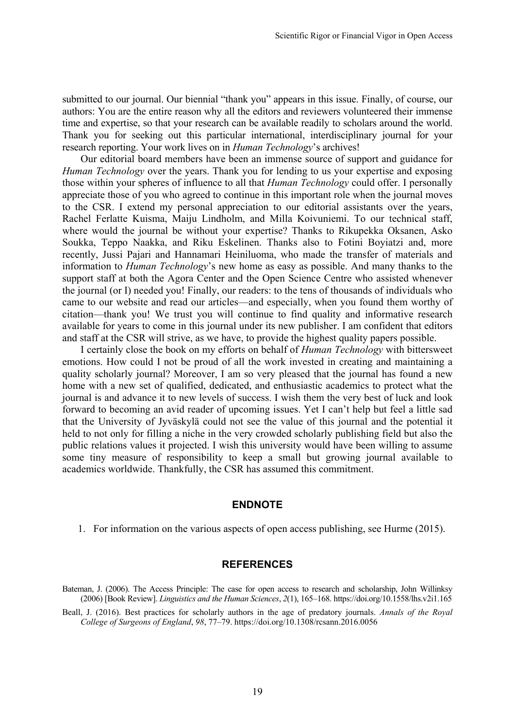submitted to our journal. Our biennial "thank you" appears in this issue. Finally, of course, our authors: You are the entire reason why all the editors and reviewers volunteered their immense time and expertise, so that your research can be available readily to scholars around the world. Thank you for seeking out this particular international, interdisciplinary journal for your research reporting. Your work lives on in *Human Technology*'s archives!

Our editorial board members have been an immense source of support and guidance for *Human Technology* over the years. Thank you for lending to us your expertise and exposing those within your spheres of influence to all that *Human Technology* could offer. I personally appreciate those of you who agreed to continue in this important role when the journal moves to the CSR. I extend my personal appreciation to our editorial assistants over the years, Rachel Ferlatte Kuisma, Maiju Lindholm, and Milla Koivuniemi. To our technical staff, where would the journal be without your expertise? Thanks to Rikupekka Oksanen, Asko Soukka, Teppo Naakka, and Riku Eskelinen. Thanks also to Fotini Boyiatzi and, more recently, Jussi Pajari and Hannamari Heiniluoma, who made the transfer of materials and information to *Human Technology*'s new home as easy as possible. And many thanks to the support staff at both the Agora Center and the Open Science Centre who assisted whenever the journal (or I) needed you! Finally, our readers: to the tens of thousands of individuals who came to our website and read our articles—and especially, when you found them worthy of citation—thank you! We trust you will continue to find quality and informative research available for years to come in this journal under its new publisher. I am confident that editors and staff at the CSR will strive, as we have, to provide the highest quality papers possible.

I certainly close the book on my efforts on behalf of *Human Technology* with bittersweet emotions. How could I not be proud of all the work invested in creating and maintaining a quality scholarly journal? Moreover, I am so very pleased that the journal has found a new home with a new set of qualified, dedicated, and enthusiastic academics to protect what the journal is and advance it to new levels of success. I wish them the very best of luck and look forward to becoming an avid reader of upcoming issues. Yet I can't help but feel a little sad that the University of Jyväskylä could not see the value of this journal and the potential it held to not only for filling a niche in the very crowded scholarly publishing field but also the public relations values it projected. I wish this university would have been willing to assume some tiny measure of responsibility to keep a small but growing journal available to academics worldwide. Thankfully, the CSR has assumed this commitment.

## ENDNOTE

1. For information on the various aspects of open access publishing, see Hurme (2015).

## REFERENCES

Bateman, J. (2006). The Access Principle: The case for open access to research and scholarship, John Willinksy (2006) [Book Review]. *Linguistics and the Human Sciences*, *2*(1), 165–168. https://doi.org/10.1558/lhs.v2i1.165

Beall, J. (2016). Best practices for scholarly authors in the age of predatory journals. *Annals of the Royal College of Surgeons of England*, *98*, 77–79. https://doi.org/10.1308/rcsann.2016.0056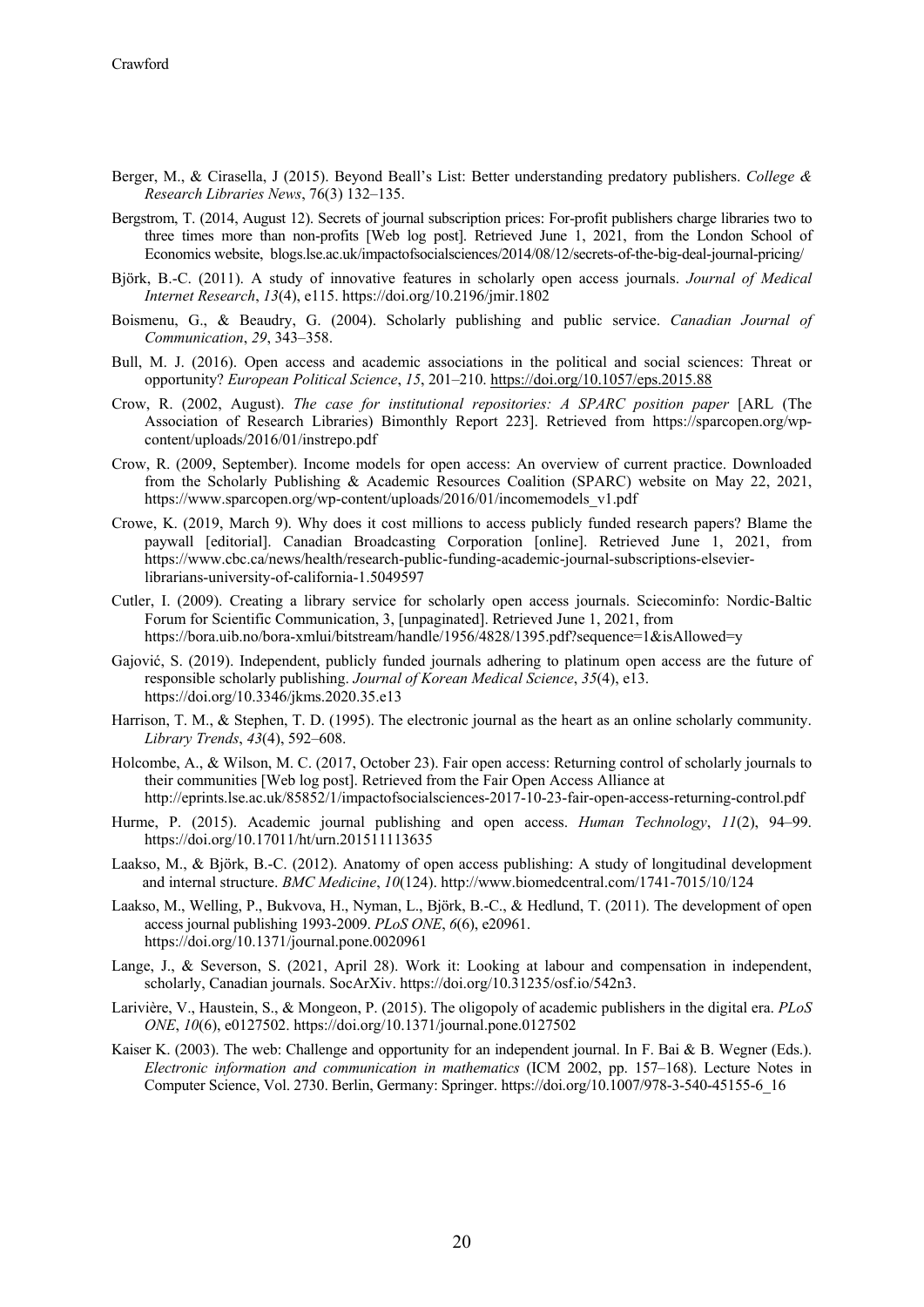Berger, M., & Cirasella, J (2015). Beyond Beall's List: Better understanding predatory publishers. *College & Research Libraries News*, 76(3) 132–135.

Bergstrom, T. (2014, August 12). Secrets of journal subscription prices: For-profit publishers charge libraries two to three times more than non-profits [Web log post]. Retrieved June 1, 2021, from the London School of Economics website, blogs.lse.ac.uk/impactofsocialsciences/2014/08/12/secrets-of-the-big-deal-journal-pricing/

Björk, B.-C. (2011). A study of innovative features in scholarly open access journals. *Journal of Medical Internet Research*, *13*(4), e115. https://doi.org/10.2196/jmir.1802

Boismenu, G., & Beaudry, G. (2004). Scholarly publishing and public service. *Canadian Journal of Communication*, *29*, 343–358.

Bull, M. J. (2016). Open access and academic associations in the political and social sciences: Threat or opportunity? *European Political Science*, *15*, 201–210. https://doi.org/10.1057/eps.2015.88

Crow, R. (2002, August). *The case for institutional repositories: A SPARC position paper* [ARL (The Association of Research Libraries) Bimonthly Report 223]. Retrieved from https://sparcopen.org/wp-content/uploads/2016/01/instrepo.pdf

Crow, R. (2009, September). Income models for open access: An overview of current practice. Downloaded from the Scholarly Publishing & Academic Resources Coalition (SPARC) website on May 22, 2021, https://www.sparcopen.org/wp-content/uploads/2016/01/incomemodels_v1.pdf

Crowe, K. (2019, March 9). Why does it cost millions to access publicly funded research papers? Blame the paywall [editorial]. Canadian Broadcasting Corporation [online]. Retrieved June 1, 2021, from https://www.cbc.ca/news/health/research-public-funding-academic-journal-subscriptions-elsevier-librarians-university-of-california-1.5049597

Cutler, I. (2009). Creating a library service for scholarly open access journals. Sciecominfo: Nordic-Baltic Forum for Scientific Communication, 3, [unpaginated]. Retrieved June 1, 2021, from https://bora.uib.no/bora-xmlui/bitstream/handle/1956/4828/1395.pdf?sequence=1&isAllowed=y

Gajović, S. (2019). Independent, publicly funded journals adhering to platinum open access are the future of responsible scholarly publishing. *Journal of Korean Medical Science*, *35*(4), e13. https://doi.org/10.3346/jkms.2020.35.e13

Harrison, T. M., & Stephen, T. D. (1995). The electronic journal as the heart as an online scholarly community. *Library Trends*, *43*(4), 592–608.

Holcombe, A., & Wilson, M. C. (2017, October 23). Fair open access: Returning control of scholarly journals to their communities [Web log post]. Retrieved from the Fair Open Access Alliance at http://eprints.lse.ac.uk/85852/1/impactofsocialsciences-2017-10-23-fair-open-access-returning-control.pdf

Hurme, P. (2015). Academic journal publishing and open access. *Human Technology*, *11*(2), 94–99. https://doi.org/10.17011/ht/urn.201511113635

Laakso, M., & Björk, B.-C. (2012). Anatomy of open access publishing: A study of longitudinal development and internal structure. *BMC Medicine*, *10*(124). http://www.biomedcentral.com/1741-7015/10/124

Laakso, M., Welling, P., Bukvova, H., Nyman, L., Björk, B.-C., & Hedlund, T. (2011). The development of open access journal publishing 1993-2009. *PLoS ONE*, *6*(6), e20961. https://doi.org/10.1371/journal.pone.0020961

Lange, J., & Severson, S. (2021, April 28). Work it: Looking at labour and compensation in independent, scholarly, Canadian journals. SocArXiv. https://doi.org/10.31235/osf.io/542n3.

Larivière, V., Haustein, S., & Mongeon, P. (2015). The oligopoly of academic publishers in the digital era. *PLoS ONE*, *10*(6), e0127502. https://doi.org/10.1371/journal.pone.0127502

Kaiser K. (2003). The web: Challenge and opportunity for an independent journal. In F. Bai & B. Wegner (Eds.). *Electronic information and communication in mathematics* (ICM 2002, pp. 157–168). Lecture Notes in Computer Science, Vol. 2730. Berlin, Germany: Springer. https://doi.org/10.1007/978-3-540-45155-6_16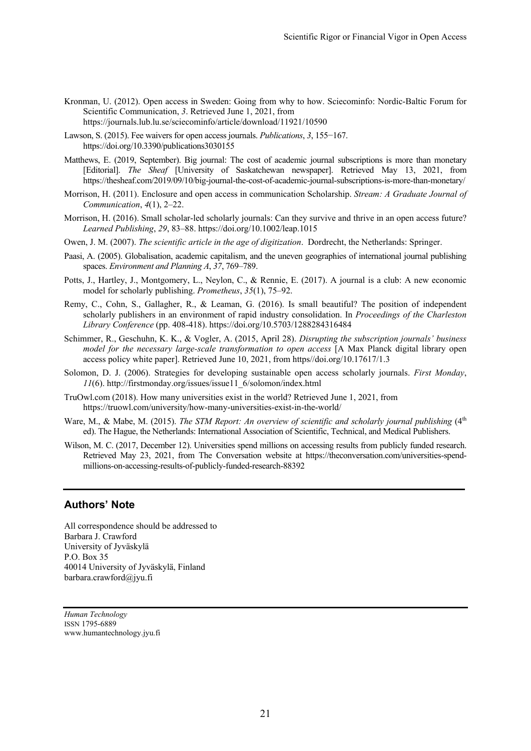Kronman, U. (2012). Open access in Sweden: Going from why to how. Sciecominfo: Nordic-Baltic Forum for Scientific Communication, *3*. Retrieved June 1, 2021, from https://journals.lub.lu.se/sciecominfo/article/download/11921/10590

Lawson, S. (2015). Fee waivers for open access journals. *Publications*, *3*, 155−167. https://doi.org/10.3390/publications3030155

Matthews, E. (2019, September). Big journal: The cost of academic journal subscriptions is more than monetary [Editorial]. *The Sheaf* [University of Saskatchewan newspaper]. Retrieved May 13, 2021, from https://thesheaf.com/2019/09/10/big-journal-the-cost-of-academic-journal-subscriptions-is-more-than-monetary/

Morrison, H. (2011). Enclosure and open access in communication Scholarship. *Stream: A Graduate Journal of Communication*, *4*(1), 2–22.

Morrison, H. (2016). Small scholar-led scholarly journals: Can they survive and thrive in an open access future? *Learned Publishing*, *29*, 83–88. https://doi.org/10.1002/leap.1015

Owen, J. M. (2007). *The scientific article in the age of digitization*. Dordrecht, the Netherlands: Springer.

Paasi, A. (2005). Globalisation, academic capitalism, and the uneven geographies of international journal publishing spaces. *Environment and Planning A*, *37*, 769–789.

Potts, J., Hartley, J., Montgomery, L., Neylon, C., & Rennie, E. (2017). A journal is a club: A new economic model for scholarly publishing. *Prometheus*, *35*(1), 75–92.

Remy, C., Cohn, S., Gallagher, R., & Leaman, G. (2016). Is small beautiful? The position of independent scholarly publishers in an environment of rapid industry consolidation. In *Proceedings of the Charleston Library Conference* (pp. 408-418). https://doi.org/10.5703/1288284316484

Schimmer, R., Geschuhn, K. K., & Vogler, A. (2015, April 28). *Disrupting the subscription journals' business model for the necessary large-scale transformation to open access* [A Max Planck digital library open access policy white paper]. Retrieved June 10, 2021, from https//doi.org/10.17617/1.3

Solomon, D. J. (2006). Strategies for developing sustainable open access scholarly journals. *First Monday*, *11*(6). http://firstmonday.org/issues/issue11_6/solomon/index.html

TruOwl.com (2018). How many universities exist in the world? Retrieved June 1, 2021, from https://truowl.com/university/how-many-universities-exist-in-the-world/

Ware, M., & Mabe, M. (2015). *The STM Report: An overview of scientific and scholarly journal publishing* (4th ed). The Hague, the Netherlands: International Association of Scientific, Technical, and Medical Publishers.

Wilson, M. C. (2017, December 12). Universities spend millions on accessing results from publicly funded research. Retrieved May 23, 2021, from The Conversation website at https://theconversation.com/universities-spend-millions-on-accessing-results-of-publicly-funded-research-88392

## Authors' Note

All correspondence should be addressed to
Barbara J. Crawford
University of Jyväskylä
P.O. Box 35
40014 University of Jyväskylä, Finland
barbara.crawford@jyu.fi

*Human Technology*
ISSN 1795-6889
www.humantechnology.jyu.fi